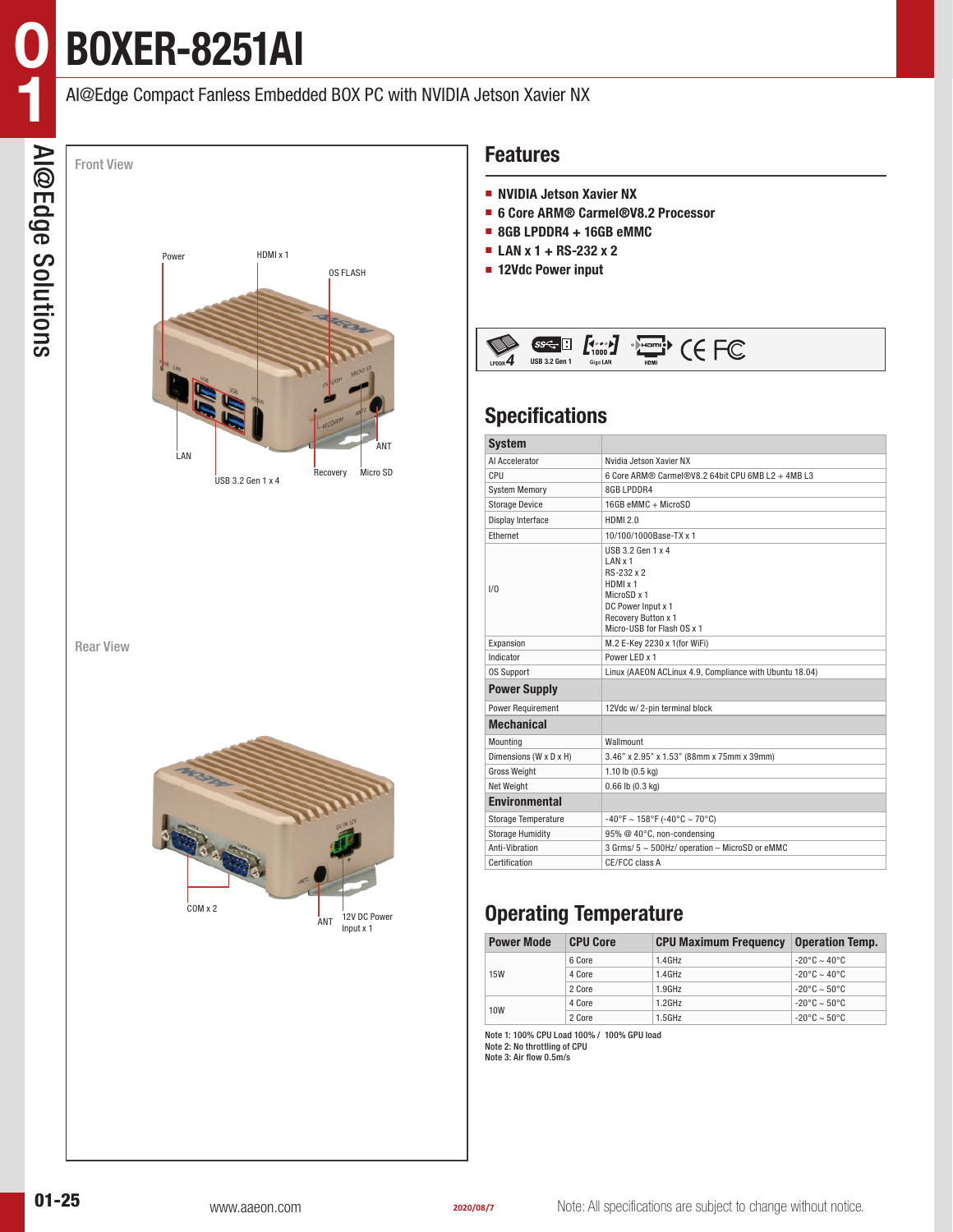# BOXER-8251AI

AI@Edge Compact Fanless Embedded BOX PC with NVIDIA Jetson Xavier NX

Front View

Power, HDMI x 1, OS FLASH, LAN, USB 3.2 Gen 1 x 4, Recovery, Micro SD, ANT

Rear View

COM x 2, ANT, 12V DC Power Input x 1

## Features

- NVIDIA Jetson Xavier NX
- 6 Core ARM® Carmel®V8.2 Processor
- 8GB LPDDR4 + 16GB eMMC
- LAN x 1 + RS-232 x 2
- 12Vdc Power input

LPDDR4, USB 3.2 Gen 1, Giga LAN, HDMI, CE, FC

## Specifications

| System | |
|---|---|
| AI Accelerator | Nvidia Jetson Xavier NX |
| CPU | 6 Core ARM® Carmel®V8.2 64bit CPU 6MB L2 + 4MB L3 |
| System Memory | 8GB LPDDR4 |
| Storage Device | 16GB eMMC + MicroSD |
| Display Interface | HDMI 2.0 |
| Ethernet | 10/100/1000Base-TX x 1 |
| I/O | USB 3.2 Gen 1 x 4<br>LAN x 1<br>RS-232 x 2<br>HDMI x 1<br>MicroSD x 1<br>DC Power Input x 1<br>Recovery Button x 1<br>Micro-USB for Flash OS x 1 |
| Expansion | M.2 E-Key 2230 x 1(for WiFi) |
| Indicator | Power LED x 1 |
| OS Support | Linux (AAEON ACLinux 4.9, Compliance with Ubuntu 18.04) |
| **Power Supply** | |
| Power Requirement | 12Vdc w/ 2-pin terminal block |
| **Mechanical** | |
| Mounting | Wallmount |
| Dimensions (W x D x H) | 3.46" x 2.95" x 1.53" (88mm x 75mm x 39mm) |
| Gross Weight | 1.10 lb (0.5 kg) |
| Net Weight | 0.66 lb (0.3 kg) |
| **Environmental** | |
| Storage Temperature | -40°F ~ 158°F (-40°C ~ 70°C) |
| Storage Humidity | 95% @ 40°C, non-condensing |
| Anti-Vibration | 3 Grms/ 5 ~ 500Hz/ operation – MicroSD or eMMC |
| Certification | CE/FCC class A |

## Operating Temperature

| Power Mode | CPU Core | CPU Maximum Frequency | Operation Temp. |
|---|---|---|---|
| 15W | 6 Core | 1.4GHz | -20°C ~ 40°C |
| | 4 Core | 1.4GHz | -20°C ~ 40°C |
| | 2 Core | 1.9GHz | -20°C ~ 50°C |
| 10W | 4 Core | 1.2GHz | -20°C ~ 50°C |
| | 2 Core | 1.5GHz | -20°C ~ 50°C |

Note 1: 100% CPU Load 100% / 100% GPU load
Note 2: No throttling of CPU
Note 3: Air flow 0.5m/s

www.aaeon.com 2020/08/7 Note: All specifications are subject to change without notice.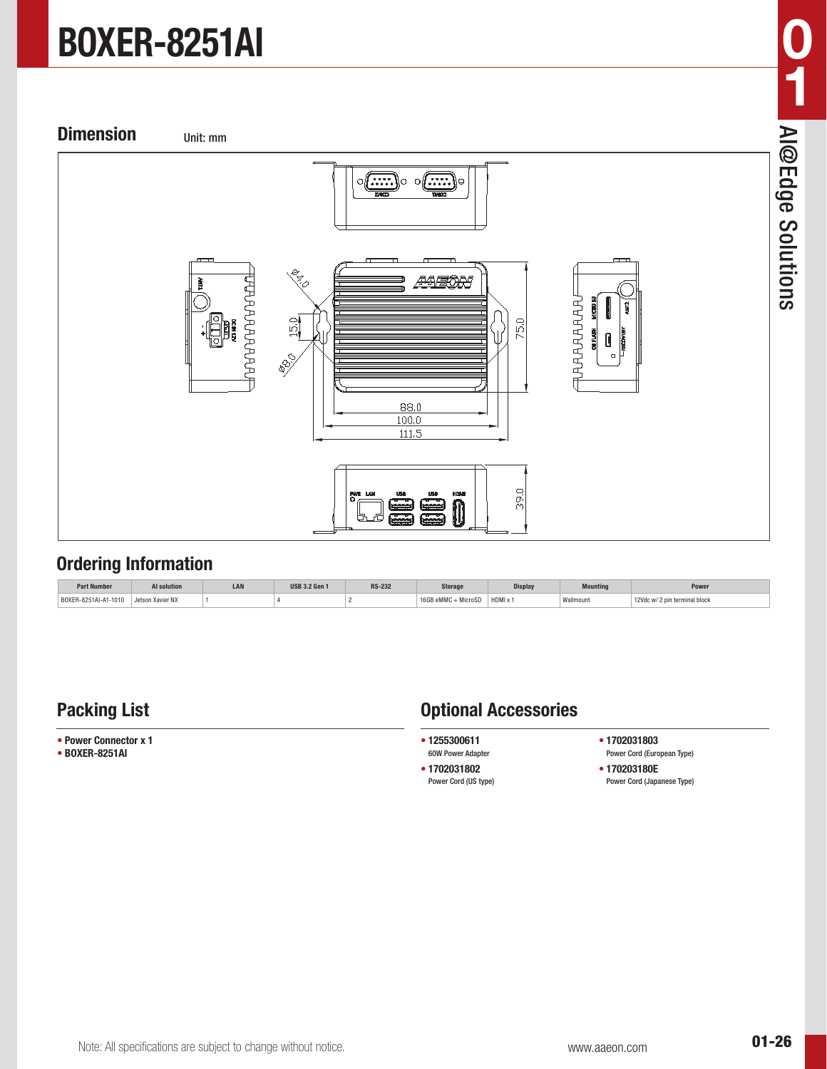# BOXER-8251AI

## Dimension

Unit: mm

COM2 COM1

Ø4.0

15.0

Ø8.0

75.0

88.0

100.0

111.5

ANT1

DC IN 12V

MICRO SD

OS FLASH

RECOVERY

ANT2

PWR LAN USB USB HDMI

39.0

## Ordering Information

| Part Number | AI solution | LAN | USB 3.2 Gen 1 | RS-232 | Storage | Display | Mounting | Power |
|---|---|---|---|---|---|---|---|---|
| BOXER-8251AI-A1-1010 | Jetson Xavier NX | 1 | 4 | 2 | 16GB eMMC + MicroSD | HDMI x 1 | Wallmount | 12Vdc w/ 2 pin terminal block |

## Packing List

- **Power Connector x 1**
- **BOXER-8251AI**

## Optional Accessories

- **1255300611**
  60W Power Adapter
- **1702031802**
  Power Cord (US type)
- **1702031803**
  Power Cord (European Type)
- **170203180E**
  Power Cord (Japanese Type)

Note: All specifications are subject to change without notice.